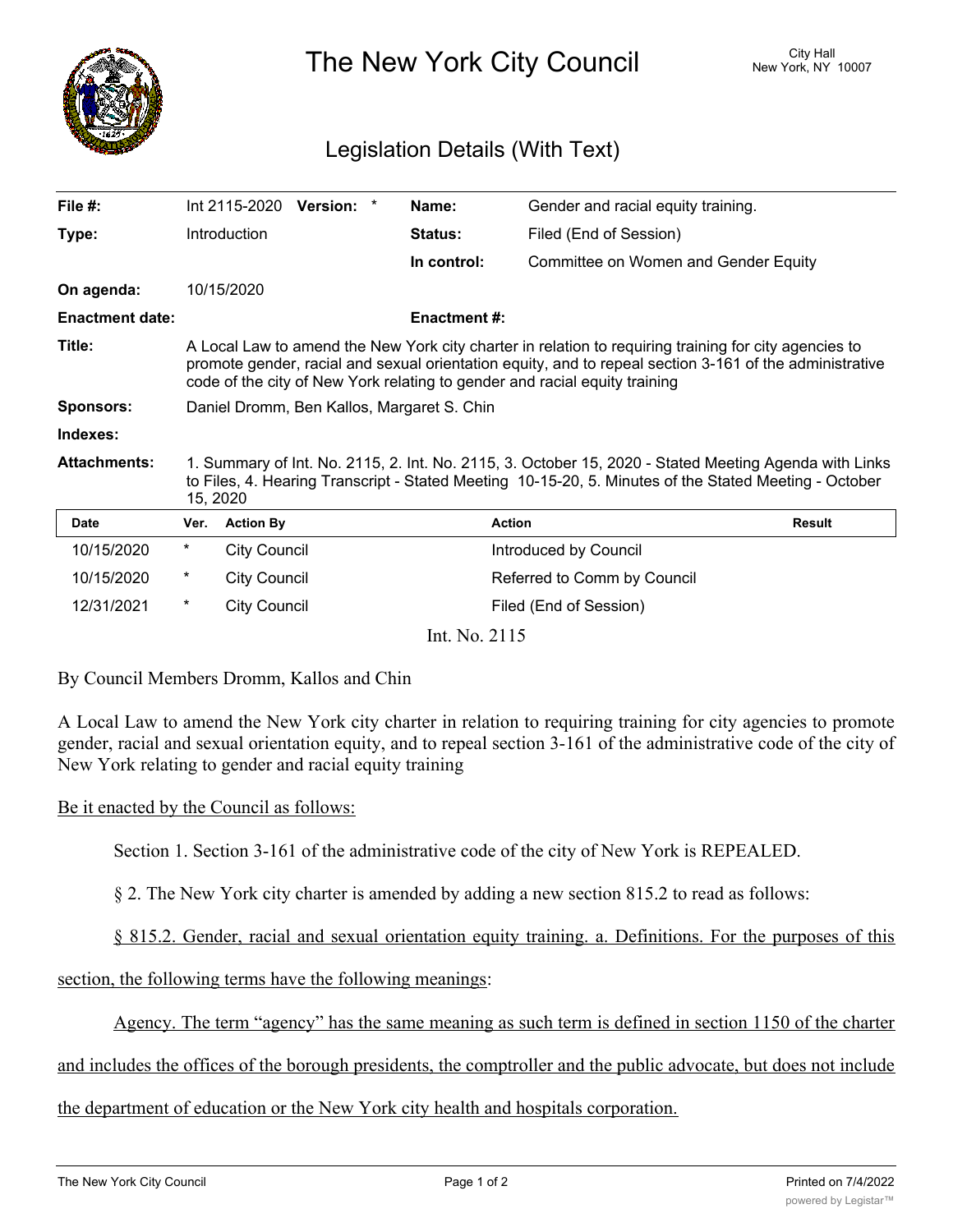# The New York City Council

City Hall
New York, NY 10007

## Legislation Details (With Text)

| | | | |
|---|---|---|---|
| **File #:** | Int 2115-2020 **Version:** * | **Name:** | Gender and racial equity training. |
| **Type:** | Introduction | **Status:** | Filed (End of Session) |
| | | **In control:** | Committee on Women and Gender Equity |
| **On agenda:** | 10/15/2020 | | |
| **Enactment date:** | | **Enactment #:** | |

**Title:** A Local Law to amend the New York city charter in relation to requiring training for city agencies to promote gender, racial and sexual orientation equity, and to repeal section 3-161 of the administrative code of the city of New York relating to gender and racial equity training

**Sponsors:** Daniel Dromm, Ben Kallos, Margaret S. Chin

**Indexes:**

**Attachments:** 1. Summary of Int. No. 2115, 2. Int. No. 2115, 3. October 15, 2020 - Stated Meeting Agenda with Links to Files, 4. Hearing Transcript - Stated Meeting 10-15-20, 5. Minutes of the Stated Meeting - October 15, 2020

| Date | Ver. | Action By | Action | Result |
|---|---|---|---|---|
| 10/15/2020 | * | City Council | Introduced by Council | |
| 10/15/2020 | * | City Council | Referred to Comm by Council | |
| 12/31/2021 | * | City Council | Filed (End of Session) | |

Int. No. 2115

By Council Members Dromm, Kallos and Chin

A Local Law to amend the New York city charter in relation to requiring training for city agencies to promote gender, racial and sexual orientation equity, and to repeal section 3-161 of the administrative code of the city of New York relating to gender and racial equity training

Be it enacted by the Council as follows:

Section 1. Section 3-161 of the administrative code of the city of New York is REPEALED.

§ 2. The New York city charter is amended by adding a new section 815.2 to read as follows:

§ 815.2. Gender, racial and sexual orientation equity training. a. Definitions. For the purposes of this section, the following terms have the following meanings:

Agency. The term "agency" has the same meaning as such term is defined in section 1150 of the charter and includes the offices of the borough presidents, the comptroller and the public advocate, but does not include the department of education or the New York city health and hospitals corporation.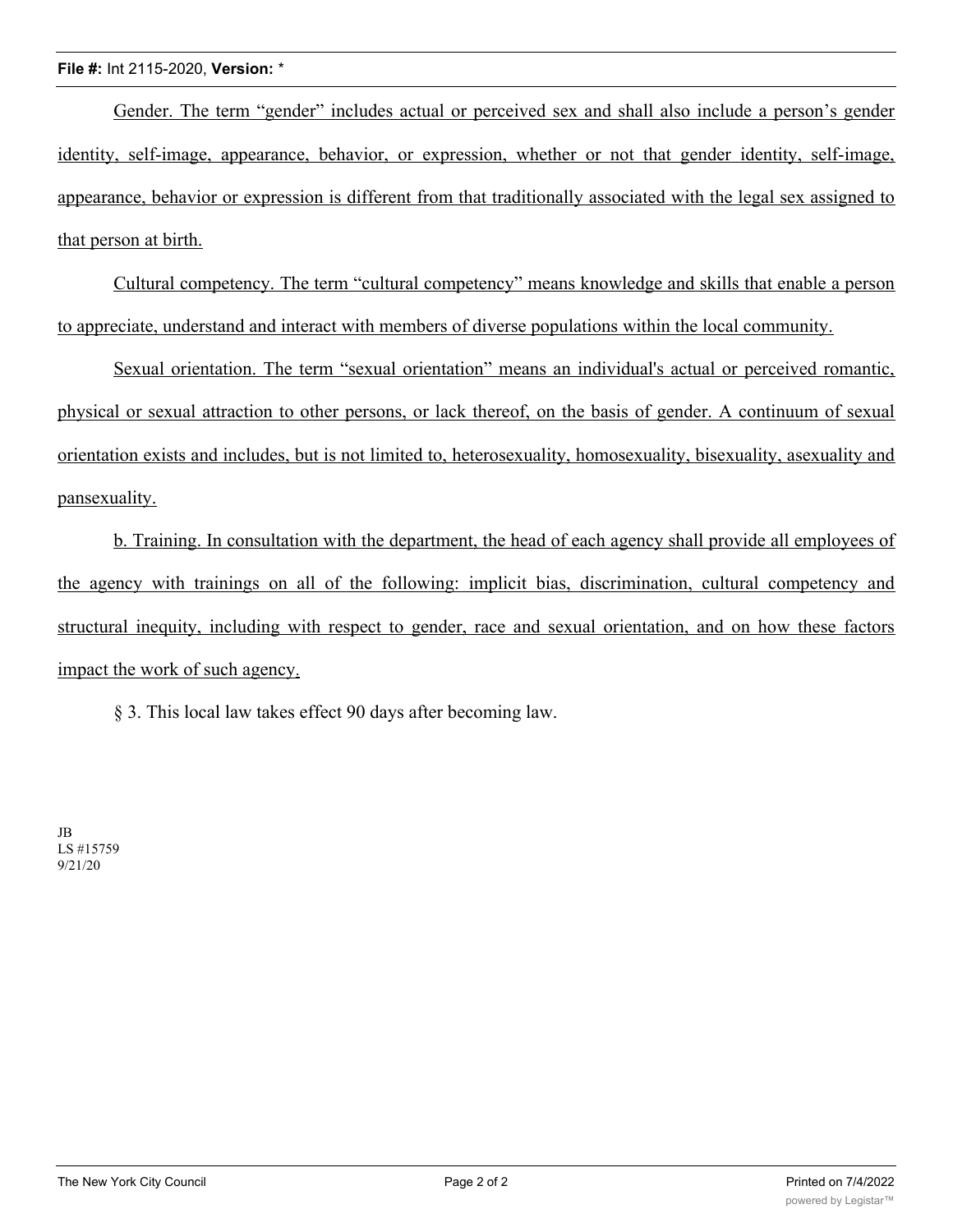Gender. The term “gender” includes actual or perceived sex and shall also include a person’s gender identity, self-image, appearance, behavior, or expression, whether or not that gender identity, self-image, appearance, behavior or expression is different from that traditionally associated with the legal sex assigned to that person at birth.

Cultural competency. The term “cultural competency” means knowledge and skills that enable a person to appreciate, understand and interact with members of diverse populations within the local community.

Sexual orientation. The term “sexual orientation” means an individual's actual or perceived romantic, physical or sexual attraction to other persons, or lack thereof, on the basis of gender. A continuum of sexual orientation exists and includes, but is not limited to, heterosexuality, homosexuality, bisexuality, asexuality and pansexuality.

b. Training. In consultation with the department, the head of each agency shall provide all employees of the agency with trainings on all of the following: implicit bias, discrimination, cultural competency and structural inequity, including with respect to gender, race and sexual orientation, and on how these factors impact the work of such agency.

§ 3. This local law takes effect 90 days after becoming law.

JB
LS #15759
9/21/20